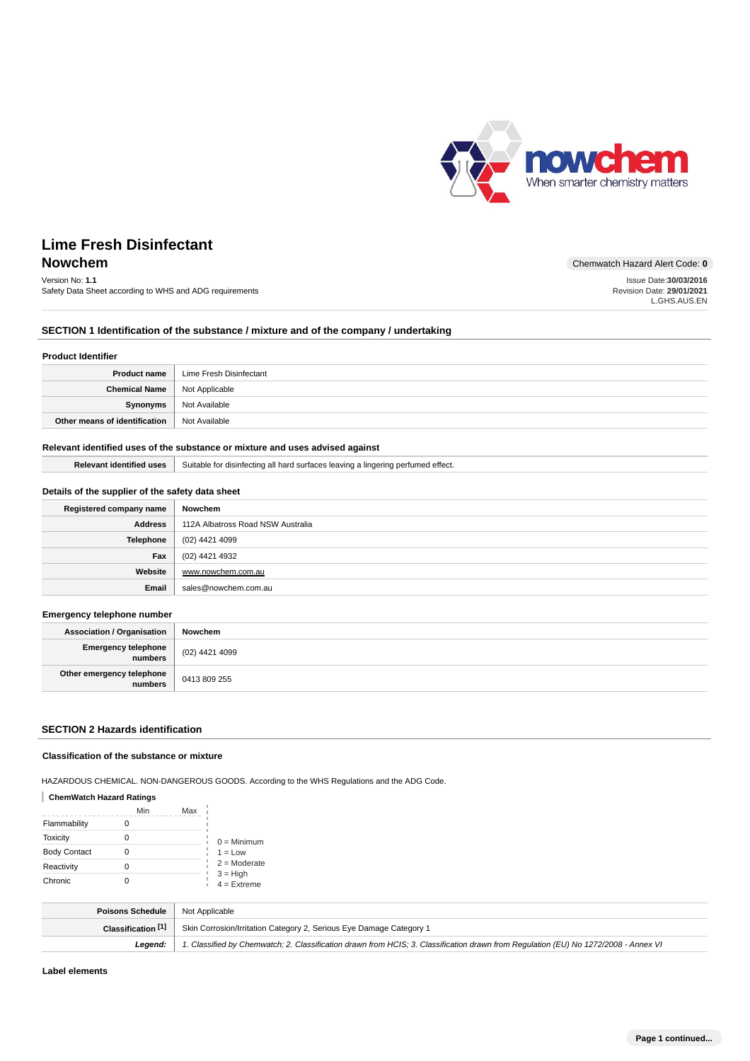# Lime Fresh Disinfectant

## Nowchem

Chemwatch Hazard Alert Code: **0**

Version No: **1.1**
Safety Data Sheet according to WHS and ADG requirements

Issue Date:**30/03/2016**
Revision Date: **29/01/2021**
L.GHS.AUS.EN

## SECTION 1 Identification of the substance / mixture and of the company / undertaking

### Product Identifier

| | |
|---|---|
| **Product name** | Lime Fresh Disinfectant |
| **Chemical Name** | Not Applicable |
| **Synonyms** | Not Available |
| **Other means of identification** | Not Available |

### Relevant identified uses of the substance or mixture and uses advised against

| | |
|---|---|
| **Relevant identified uses** | Suitable for disinfecting all hard surfaces leaving a lingering perfumed effect. |

### Details of the supplier of the safety data sheet

| | |
|---|---|
| **Registered company name** | **Nowchem** |
| **Address** | 112A Albatross Road NSW Australia |
| **Telephone** | (02) 4421 4099 |
| **Fax** | (02) 4421 4932 |
| **Website** | www.nowchem.com.au |
| **Email** | sales@nowchem.com.au |

### Emergency telephone number

| | |
|---|---|
| **Association / Organisation** | **Nowchem** |
| **Emergency telephone numbers** | (02) 4421 4099 |
| **Other emergency telephone numbers** | 0413 809 255 |

## SECTION 2 Hazards identification

### Classification of the substance or mixture

HAZARDOUS CHEMICAL. NON-DANGEROUS GOODS. According to the WHS Regulations and the ADG Code.

**ChemWatch Hazard Ratings**

| | Min | Max |
|---|---|---|
| Flammability | 0 | |
| Toxicity | 0 | |
| Body Contact | 0 | |
| Reactivity | 0 | |
| Chronic | 0 | |

0 = Minimum
1 = Low
2 = Moderate
3 = High
4 = Extreme

| | |
|---|---|
| **Poisons Schedule** | Not Applicable |
| **Classification [1]** | Skin Corrosion/Irritation Category 2, Serious Eye Damage Category 1 |
| ***Legend:*** | *1. Classified by Chemwatch; 2. Classification drawn from HCIS; 3. Classification drawn from Regulation (EU) No 1272/2008 - Annex VI* |

### Label elements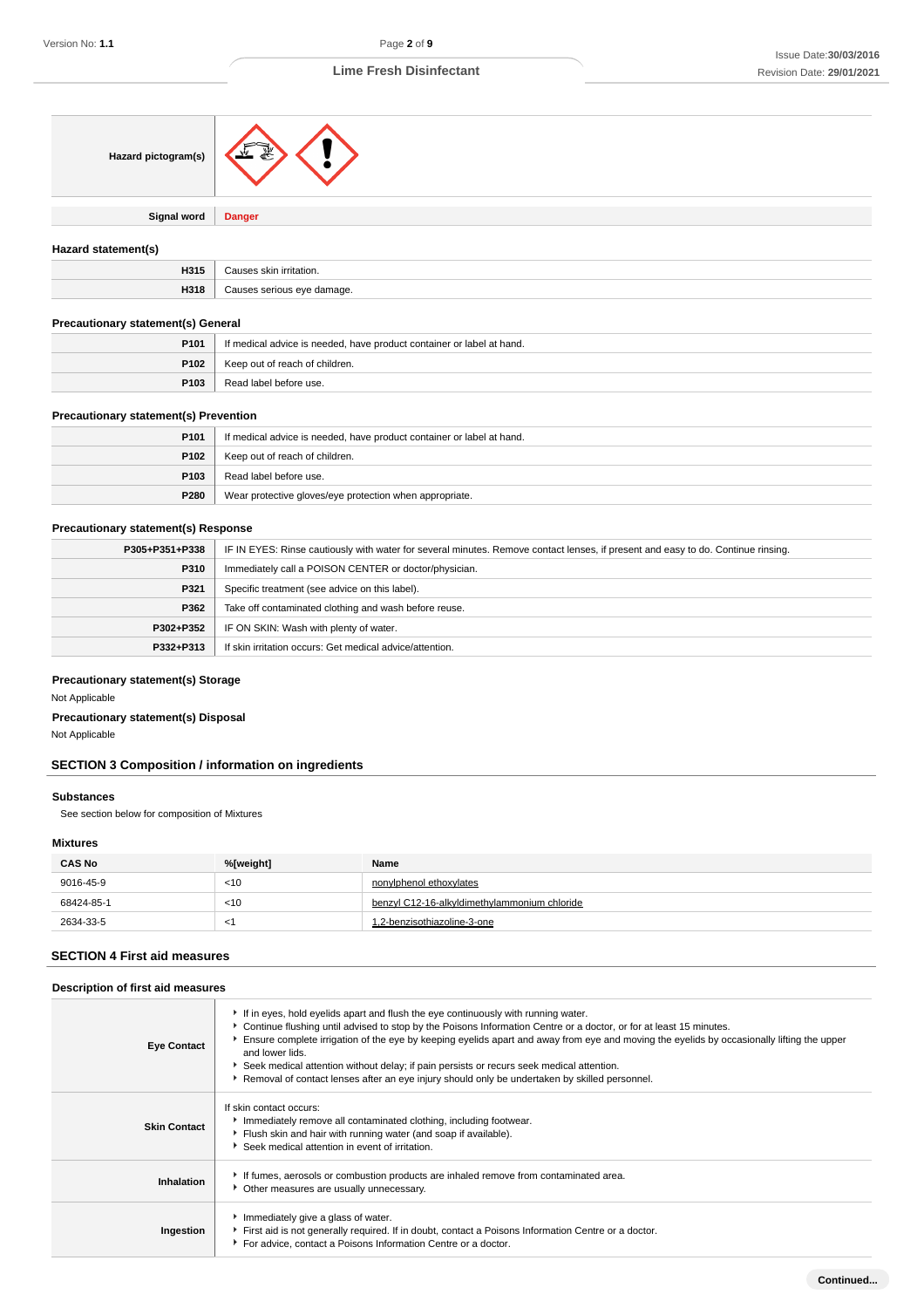| | |
|---|---|
| **Hazard pictogram(s)** | |
| **Signal word** | **Danger** |

### Hazard statement(s)

| | |
|---|---|
| **H315** | Causes skin irritation. |
| **H318** | Causes serious eye damage. |

### Precautionary statement(s) General

| | |
|---|---|
| **P101** | If medical advice is needed, have product container or label at hand. |
| **P102** | Keep out of reach of children. |
| **P103** | Read label before use. |

### Precautionary statement(s) Prevention

| | |
|---|---|
| **P101** | If medical advice is needed, have product container or label at hand. |
| **P102** | Keep out of reach of children. |
| **P103** | Read label before use. |
| **P280** | Wear protective gloves/eye protection when appropriate. |

### Precautionary statement(s) Response

| | |
|---|---|
| **P305+P351+P338** | IF IN EYES: Rinse cautiously with water for several minutes. Remove contact lenses, if present and easy to do. Continue rinsing. |
| **P310** | Immediately call a POISON CENTER or doctor/physician. |
| **P321** | Specific treatment (see advice on this label). |
| **P362** | Take off contaminated clothing and wash before reuse. |
| **P302+P352** | IF ON SKIN: Wash with plenty of water. |
| **P332+P313** | If skin irritation occurs: Get medical advice/attention. |

### Precautionary statement(s) Storage

Not Applicable

### Precautionary statement(s) Disposal

Not Applicable

## SECTION 3 Composition / information on ingredients

### Substances

See section below for composition of Mixtures

### Mixtures

| CAS No | %[weight] | Name |
|---|---|---|
| 9016-45-9 | <10 | nonylphenol ethoxylates |
| 68424-85-1 | <10 | benzyl C12-16-alkyldimethylammonium chloride |
| 2634-33-5 | <1 | 1,2-benzisothiazoline-3-one |

## SECTION 4 First aid measures

### Description of first aid measures

| | |
|---|---|
| **Eye Contact** | ▸ If in eyes, hold eyelids apart and flush the eye continuously with running water.<br>▸ Continue flushing until advised to stop by the Poisons Information Centre or a doctor, or for at least 15 minutes.<br>▸ Ensure complete irrigation of the eye by keeping eyelids apart and away from eye and moving the eyelids by occasionally lifting the upper and lower lids.<br>▸ Seek medical attention without delay; if pain persists or recurs seek medical attention.<br>▸ Removal of contact lenses after an eye injury should only be undertaken by skilled personnel. |
| **Skin Contact** | If skin contact occurs:<br>▸ Immediately remove all contaminated clothing, including footwear.<br>▸ Flush skin and hair with running water (and soap if available).<br>▸ Seek medical attention in event of irritation. |
| **Inhalation** | ▸ If fumes, aerosols or combustion products are inhaled remove from contaminated area.<br>▸ Other measures are usually unnecessary. |
| **Ingestion** | ▸ Immediately give a glass of water.<br>▸ First aid is not generally required. If in doubt, contact a Poisons Information Centre or a doctor.<br>▸ For advice, contact a Poisons Information Centre or a doctor. |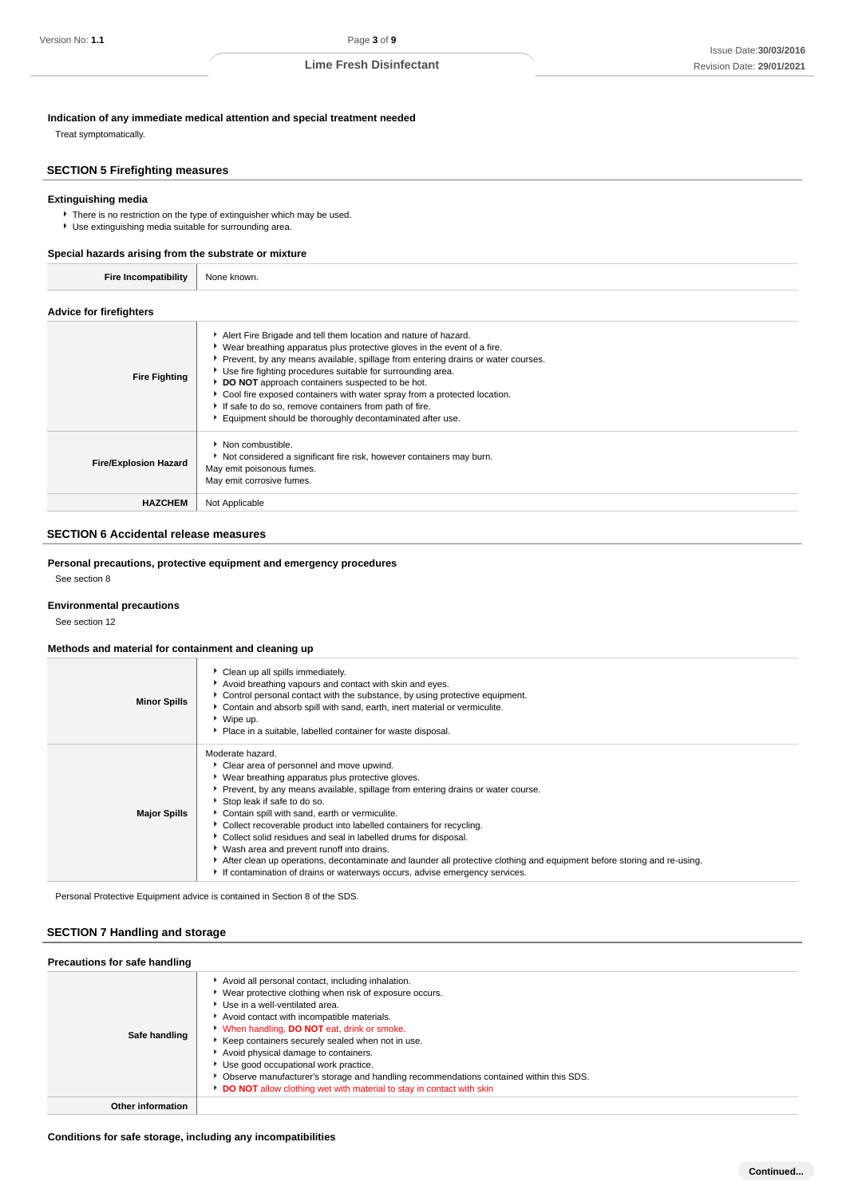**Indication of any immediate medical attention and special treatment needed**

Treat symptomatically.

## SECTION 5 Firefighting measures

### Extinguishing media

- There is no restriction on the type of extinguisher which may be used.
- Use extinguishing media suitable for surrounding area.

### Special hazards arising from the substrate or mixture

| | |
|---|---|
| **Fire Incompatibility** | None known. |

### Advice for firefighters

| | |
|---|---|
| **Fire Fighting** | • Alert Fire Brigade and tell them location and nature of hazard.<br>• Wear breathing apparatus plus protective gloves in the event of a fire.<br>• Prevent, by any means available, spillage from entering drains or water courses.<br>• Use fire fighting procedures suitable for surrounding area.<br>• **DO NOT** approach containers suspected to be hot.<br>• Cool fire exposed containers with water spray from a protected location.<br>• If safe to do so, remove containers from path of fire.<br>• Equipment should be thoroughly decontaminated after use. |
| **Fire/Explosion Hazard** | • Non combustible.<br>• Not considered a significant fire risk, however containers may burn.<br>May emit poisonous fumes.<br>May emit corrosive fumes. |
| **HAZCHEM** | Not Applicable |

## SECTION 6 Accidental release measures

### Personal precautions, protective equipment and emergency procedures

See section 8

### Environmental precautions

See section 12

### Methods and material for containment and cleaning up

| | |
|---|---|
| **Minor Spills** | • Clean up all spills immediately.<br>• Avoid breathing vapours and contact with skin and eyes.<br>• Control personal contact with the substance, by using protective equipment.<br>• Contain and absorb spill with sand, earth, inert material or vermiculite.<br>• Wipe up.<br>• Place in a suitable, labelled container for waste disposal. |
| **Major Spills** | Moderate hazard.<br>• Clear area of personnel and move upwind.<br>• Wear breathing apparatus plus protective gloves.<br>• Prevent, by any means available, spillage from entering drains or water course.<br>• Stop leak if safe to do so.<br>• Contain spill with sand, earth or vermiculite.<br>• Collect recoverable product into labelled containers for recycling.<br>• Collect solid residues and seal in labelled drums for disposal.<br>• Wash area and prevent runoff into drains.<br>• After clean up operations, decontaminate and launder all protective clothing and equipment before storing and re-using.<br>• If contamination of drains or waterways occurs, advise emergency services. |

Personal Protective Equipment advice is contained in Section 8 of the SDS.

## SECTION 7 Handling and storage

### Precautions for safe handling

| | |
|---|---|
| **Safe handling** | • Avoid all personal contact, including inhalation.<br>• Wear protective clothing when risk of exposure occurs.<br>• Use in a well-ventilated area.<br>• Avoid contact with incompatible materials.<br>• When handling, **DO NOT** eat, drink or smoke.<br>• Keep containers securely sealed when not in use.<br>• Avoid physical damage to containers.<br>• Use good occupational work practice.<br>• Observe manufacturer's storage and handling recommendations contained within this SDS.<br>• **DO NOT** allow clothing wet with material to stay in contact with skin |
| **Other information** | |

### Conditions for safe storage, including any incompatibilities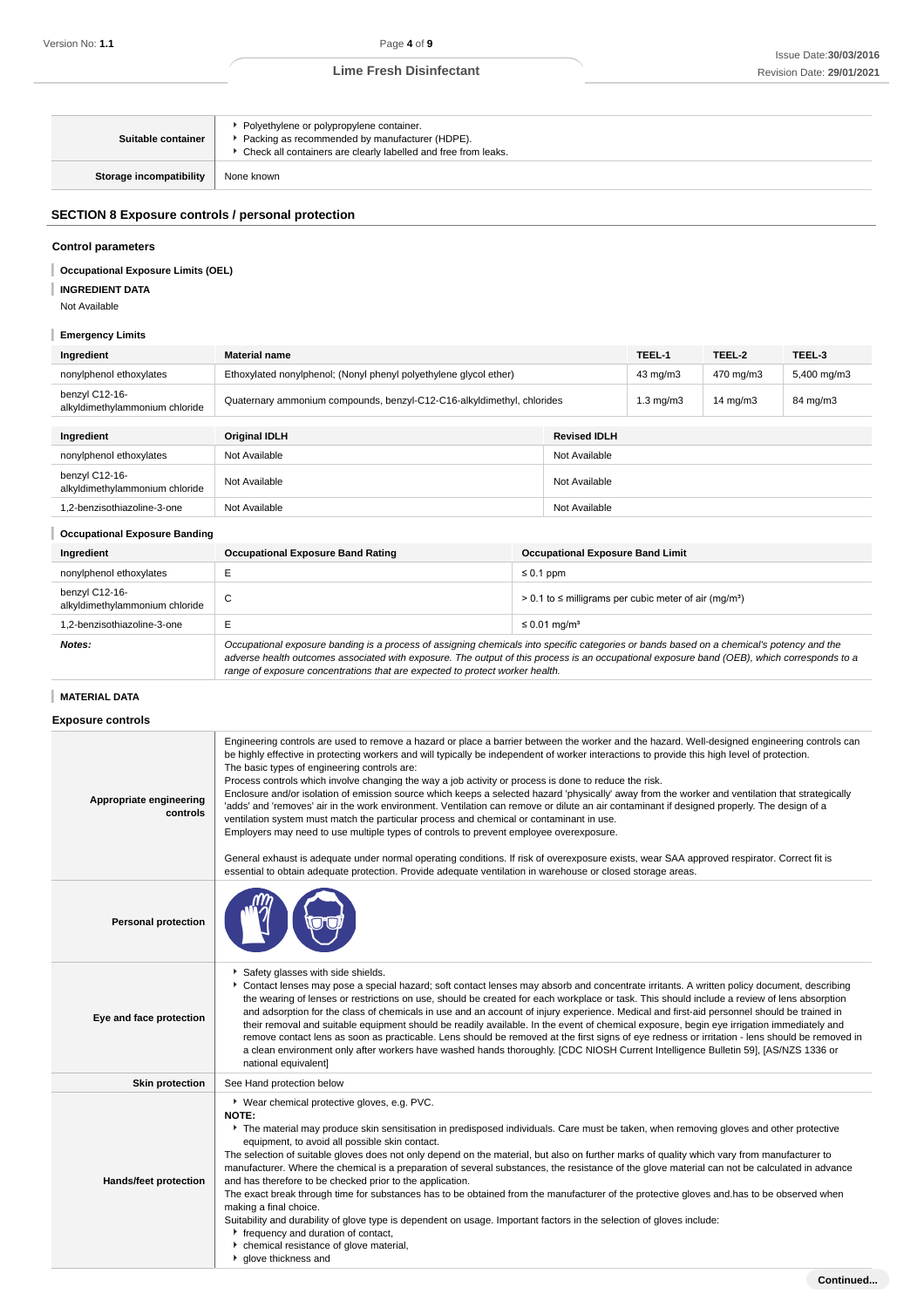| Suitable container | Polyethylene or polypropylene container.<br>Packing as recommended by manufacturer (HDPE).<br>Check all containers are clearly labelled and free from leaks. |
|---|---|
| Storage incompatibility | None known |

## SECTION 8 Exposure controls / personal protection

### Control parameters

**Occupational Exposure Limits (OEL)**

**INGREDIENT DATA**

Not Available

**Emergency Limits**

| Ingredient | Material name | TEEL-1 | TEEL-2 | TEEL-3 |
|---|---|---|---|---|
| nonylphenol ethoxylates | Ethoxylated nonylphenol; (Nonyl phenyl polyethylene glycol ether) | 43 mg/m3 | 470 mg/m3 | 5,400 mg/m3 |
| benzyl C12-16-alkyldimethylammonium chloride | Quaternary ammonium compounds, benzyl-C12-C16-alkyldimethyl, chlorides | 1.3 mg/m3 | 14 mg/m3 | 84 mg/m3 |

| Ingredient | Original IDLH | Revised IDLH |
|---|---|---|
| nonylphenol ethoxylates | Not Available | Not Available |
| benzyl C12-16-alkyldimethylammonium chloride | Not Available | Not Available |
| 1,2-benzisothiazoline-3-one | Not Available | Not Available |

**Occupational Exposure Banding**

| Ingredient | Occupational Exposure Band Rating | Occupational Exposure Band Limit |
|---|---|---|
| nonylphenol ethoxylates | E | ≤ 0.1 ppm |
| benzyl C12-16-alkyldimethylammonium chloride | C | > 0.1 to ≤ milligrams per cubic meter of air (mg/m³) |
| 1,2-benzisothiazoline-3-one | E | ≤ 0.01 mg/m³ |
| ***Notes:*** | *Occupational exposure banding is a process of assigning chemicals into specific categories or bands based on a chemical's potency and the adverse health outcomes associated with exposure. The output of this process is an occupational exposure band (OEB), which corresponds to a range of exposure concentrations that are expected to protect worker health.* | |

**MATERIAL DATA**

### Exposure controls

| | |
|---|---|
| Appropriate engineering controls | Engineering controls are used to remove a hazard or place a barrier between the worker and the hazard. Well-designed engineering controls can be highly effective in protecting workers and will typically be independent of worker interactions to provide this high level of protection.<br>The basic types of engineering controls are:<br>Process controls which involve changing the way a job activity or process is done to reduce the risk.<br>Enclosure and/or isolation of emission source which keeps a selected hazard 'physically' away from the worker and ventilation that strategically 'adds' and 'removes' air in the work environment. Ventilation can remove or dilute an air contaminant if designed properly. The design of a ventilation system must match the particular process and chemical or contaminant in use.<br>Employers may need to use multiple types of controls to prevent employee overexposure.<br><br>General exhaust is adequate under normal operating conditions. If risk of overexposure exists, wear SAA approved respirator. Correct fit is essential to obtain adequate protection. Provide adequate ventilation in warehouse or closed storage areas. |
| Personal protection | |
| Eye and face protection | Safety glasses with side shields.<br>Contact lenses may pose a special hazard; soft contact lenses may absorb and concentrate irritants. A written policy document, describing the wearing of lenses or restrictions on use, should be created for each workplace or task. This should include a review of lens absorption and adsorption for the class of chemicals in use and an account of injury experience. Medical and first-aid personnel should be trained in their removal and suitable equipment should be readily available. In the event of chemical exposure, begin eye irrigation immediately and remove contact lens as soon as practicable. Lens should be removed at the first signs of eye redness or irritation - lens should be removed in a clean environment only after workers have washed hands thoroughly. [CDC NIOSH Current Intelligence Bulletin 59], [AS/NZS 1336 or national equivalent] |
| Skin protection | See Hand protection below |
| Hands/feet protection | Wear chemical protective gloves, e.g. PVC.<br>**NOTE:**<br>The material may produce skin sensitisation in predisposed individuals. Care must be taken, when removing gloves and other protective equipment, to avoid all possible skin contact.<br>The selection of suitable gloves does not only depend on the material, but also on further marks of quality which vary from manufacturer to manufacturer. Where the chemical is a preparation of several substances, the resistance of the glove material can not be calculated in advance and has therefore to be checked prior to the application.<br>The exact break through time for substances has to be obtained from the manufacturer of the protective gloves and.has to be observed when making a final choice.<br>Suitability and durability of glove type is dependent on usage. Important factors in the selection of gloves include:<br>frequency and duration of contact,<br>chemical resistance of glove material,<br>glove thickness and |

**Continued...**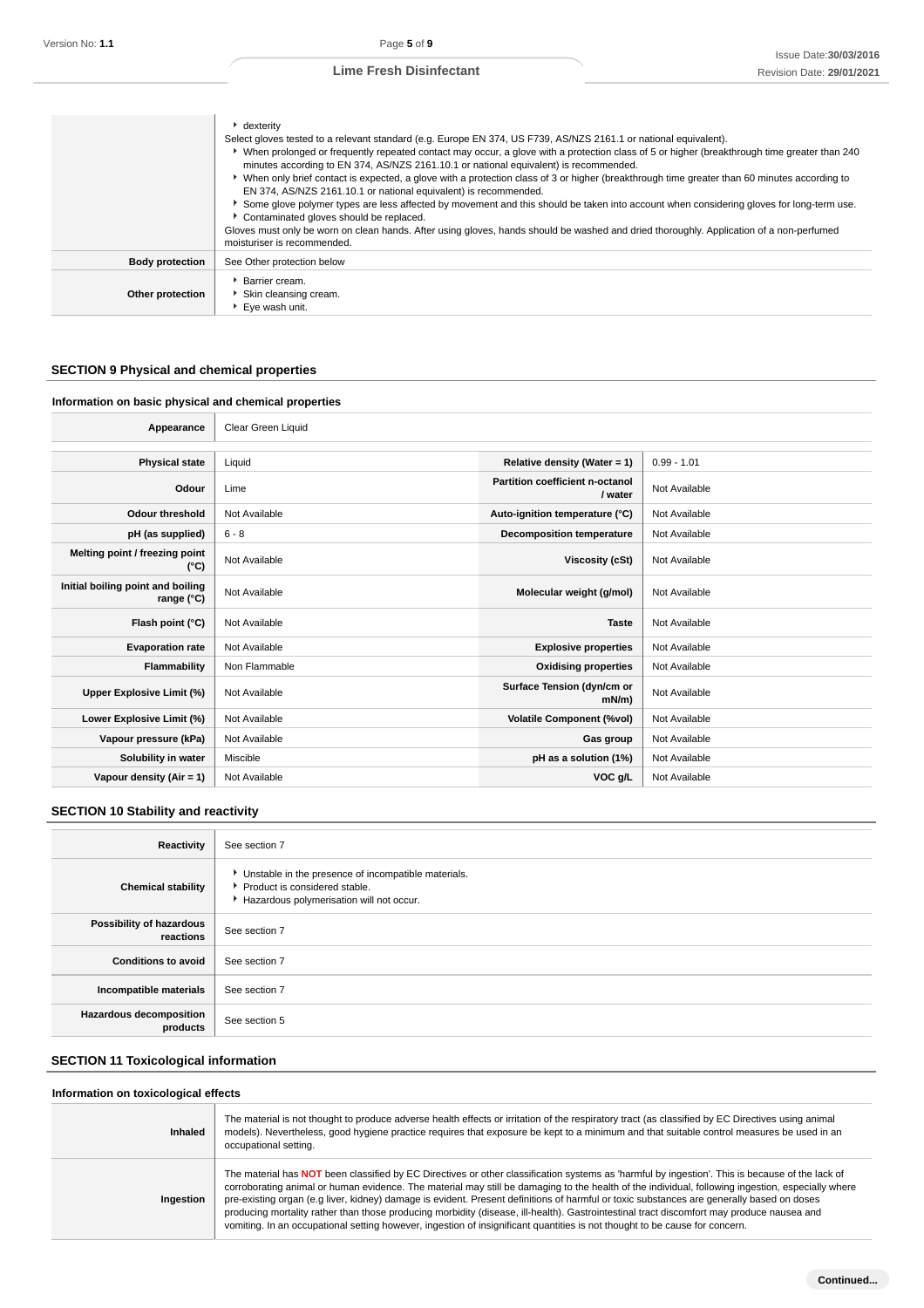|  |  |
|---|---|
|  | ‣ dexterity<br>Select gloves tested to a relevant standard (e.g. Europe EN 374, US F739, AS/NZS 2161.1 or national equivalent).<br>‣ When prolonged or frequently repeated contact may occur, a glove with a protection class of 5 or higher (breakthrough time greater than 240 minutes according to EN 374, AS/NZS 2161.10.1 or national equivalent) is recommended.<br>‣ When only brief contact is expected, a glove with a protection class of 3 or higher (breakthrough time greater than 60 minutes according to EN 374, AS/NZS 2161.10.1 or national equivalent) is recommended.<br>‣ Some glove polymer types are less affected by movement and this should be taken into account when considering gloves for long-term use.<br>‣ Contaminated gloves should be replaced.<br>Gloves must only be worn on clean hands. After using gloves, hands should be washed and dried thoroughly. Application of a non-perfumed moisturiser is recommended. |
| **Body protection** | See Other protection below |
| **Other protection** | ‣ Barrier cream.<br>‣ Skin cleansing cream.<br>‣ Eye wash unit. |

## SECTION 9 Physical and chemical properties

### Information on basic physical and chemical properties

| **Appearance** | Clear Green Liquid | | |
|---|---|---|---|
| **Physical state** | Liquid | **Relative density (Water = 1)** | 0.99 - 1.01 |
| **Odour** | Lime | **Partition coefficient n-octanol / water** | Not Available |
| **Odour threshold** | Not Available | **Auto-ignition temperature (°C)** | Not Available |
| **pH (as supplied)** | 6 - 8 | **Decomposition temperature** | Not Available |
| **Melting point / freezing point (°C)** | Not Available | **Viscosity (cSt)** | Not Available |
| **Initial boiling point and boiling range (°C)** | Not Available | **Molecular weight (g/mol)** | Not Available |
| **Flash point (°C)** | Not Available | **Taste** | Not Available |
| **Evaporation rate** | Not Available | **Explosive properties** | Not Available |
| **Flammability** | Non Flammable | **Oxidising properties** | Not Available |
| **Upper Explosive Limit (%)** | Not Available | **Surface Tension (dyn/cm or mN/m)** | Not Available |
| **Lower Explosive Limit (%)** | Not Available | **Volatile Component (%vol)** | Not Available |
| **Vapour pressure (kPa)** | Not Available | **Gas group** | Not Available |
| **Solubility in water** | Miscible | **pH as a solution (1%)** | Not Available |
| **Vapour density (Air = 1)** | Not Available | **VOC g/L** | Not Available |

## SECTION 10 Stability and reactivity

|  |  |
|---|---|
| **Reactivity** | See section 7 |
| **Chemical stability** | ‣ Unstable in the presence of incompatible materials.<br>‣ Product is considered stable.<br>‣ Hazardous polymerisation will not occur. |
| **Possibility of hazardous reactions** | See section 7 |
| **Conditions to avoid** | See section 7 |
| **Incompatible materials** | See section 7 |
| **Hazardous decomposition products** | See section 5 |

## SECTION 11 Toxicological information

### Information on toxicological effects

|  |  |
|---|---|
| **Inhaled** | The material is not thought to produce adverse health effects or irritation of the respiratory tract (as classified by EC Directives using animal models). Nevertheless, good hygiene practice requires that exposure be kept to a minimum and that suitable control measures be used in an occupational setting. |
| **Ingestion** | The material has **NOT** been classified by EC Directives or other classification systems as 'harmful by ingestion'. This is because of the lack of corroborating animal or human evidence. The material may still be damaging to the health of the individual, following ingestion, especially where pre-existing organ (e.g liver, kidney) damage is evident. Present definitions of harmful or toxic substances are generally based on doses producing mortality rather than those producing morbidity (disease, ill-health). Gastrointestinal tract discomfort may produce nausea and vomiting. In an occupational setting however, ingestion of insignificant quantities is not thought to be cause for concern. |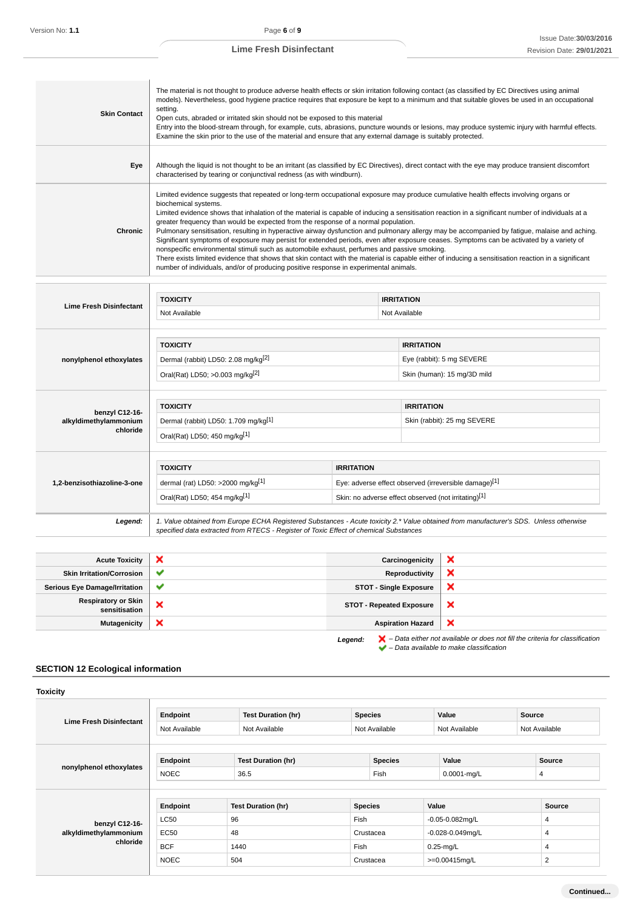| | |
|---|---|
| **Skin Contact** | The material is not thought to produce adverse health effects or skin irritation following contact (as classified by EC Directives using animal models). Nevertheless, good hygiene practice requires that exposure be kept to a minimum and that suitable gloves be used in an occupational setting.<br>Open cuts, abraded or irritated skin should not be exposed to this material<br>Entry into the blood-stream through, for example, cuts, abrasions, puncture wounds or lesions, may produce systemic injury with harmful effects. Examine the skin prior to the use of the material and ensure that any external damage is suitably protected. |
| **Eye** | Although the liquid is not thought to be an irritant (as classified by EC Directives), direct contact with the eye may produce transient discomfort characterised by tearing or conjunctival redness (as with windburn). |
| **Chronic** | Limited evidence suggests that repeated or long-term occupational exposure may produce cumulative health effects involving organs or biochemical systems.<br>Limited evidence shows that inhalation of the material is capable of inducing a sensitisation reaction in a significant number of individuals at a greater frequency than would be expected from the response of a normal population.<br>Pulmonary sensitisation, resulting in hyperactive airway dysfunction and pulmonary allergy may be accompanied by fatigue, malaise and aching. Significant symptoms of exposure may persist for extended periods, even after exposure ceases. Symptoms can be activated by a variety of nonspecific environmental stimuli such as automobile exhaust, perfumes and passive smoking.<br>There exists limited evidence that shows that skin contact with the material is capable either of inducing a sensitisation reaction in a significant number of individuals, and/or of producing positive response in experimental animals. |

**Lime Fresh Disinfectant**

| TOXICITY | IRRITATION |
|---|---|
| Not Available | Not Available |

**nonylphenol ethoxylates**

| TOXICITY | IRRITATION |
|---|---|
| Dermal (rabbit) LD50: 2.08 mg/kg[2] | Eye (rabbit): 5 mg SEVERE |
| Oral(Rat) LD50; >0.003 mg/kg[2] | Skin (human): 15 mg/3D mild |

**benzyl C12-16-alkyldimethylammonium chloride**

| TOXICITY | IRRITATION |
|---|---|
| Dermal (rabbit) LD50: 1.709 mg/kg[1] | Skin (rabbit): 25 mg SEVERE |
| Oral(Rat) LD50; 450 mg/kg[1] | |

**1,2-benzisothiazoline-3-one**

| TOXICITY | IRRITATION |
|---|---|
| dermal (rat) LD50: >2000 mg/kg[1] | Eye: adverse effect observed (irreversible damage)[1] |
| Oral(Rat) LD50; 454 mg/kg[1] | Skin: no adverse effect observed (not irritating)[1] |

***Legend:*** *1. Value obtained from Europe ECHA Registered Substances - Acute toxicity 2.\* Value obtained from manufacturer's SDS. Unless otherwise specified data extracted from RTECS - Register of Toxic Effect of chemical Substances*

| | | | |
|---|---|---|---|
| **Acute Toxicity** | ❌ | **Carcinogenicity** | ❌ |
| **Skin Irritation/Corrosion** | ✔ | **Reproductivity** | ❌ |
| **Serious Eye Damage/Irritation** | ✔ | **STOT - Single Exposure** | ❌ |
| **Respiratory or Skin sensitisation** | ❌ | **STOT - Repeated Exposure** | ❌ |
| **Mutagenicity** | ❌ | **Aspiration Hazard** | ❌ |

***Legend:*** ❌ *– Data either not available or does not fill the criteria for classification*
✔ *– Data available to make classification*

## SECTION 12 Ecological information

### Toxicity

**Lime Fresh Disinfectant**

| Endpoint | Test Duration (hr) | Species | Value | Source |
|---|---|---|---|---|
| Not Available | Not Available | Not Available | Not Available | Not Available |

**nonylphenol ethoxylates**

| Endpoint | Test Duration (hr) | Species | Value | Source |
|---|---|---|---|---|
| NOEC | 36.5 | Fish | 0.0001-mg/L | 4 |

**benzyl C12-16-alkyldimethylammonium chloride**

| Endpoint | Test Duration (hr) | Species | Value | Source |
|---|---|---|---|---|
| LC50 | 96 | Fish | -0.05-0.082mg/L | 4 |
| EC50 | 48 | Crustacea | -0.028-0.049mg/L | 4 |
| BCF | 1440 | Fish | 0.25-mg/L | 4 |
| NOEC | 504 | Crustacea | >=0.00415mg/L | 2 |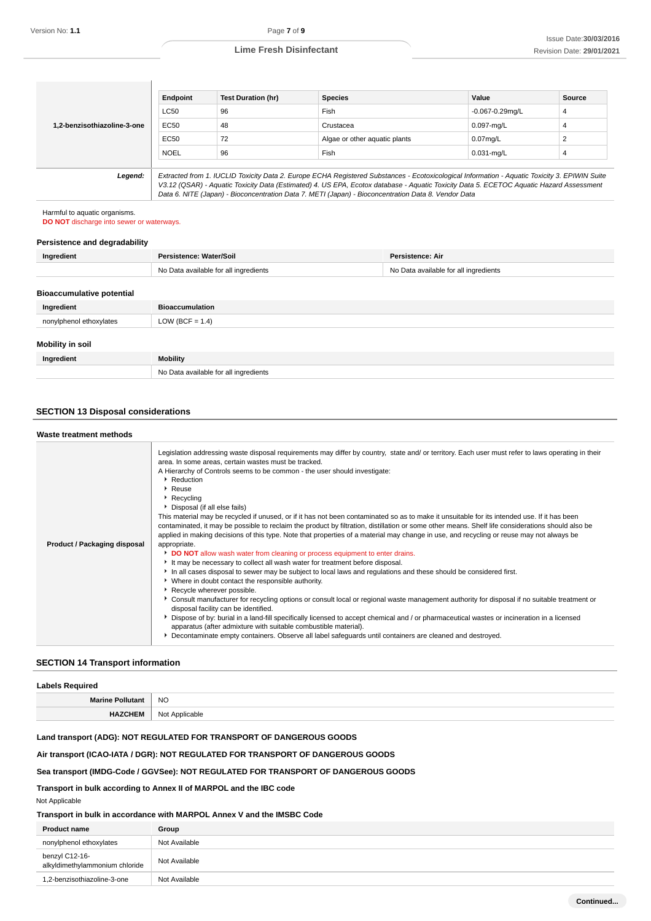| 1,2-benzisothiazoline-3-one | Endpoint | Test Duration (hr) | Species | Value | Source |
|---|---|---|---|---|---|
| | LC50 | 96 | Fish | -0.067-0.29mg/L | 4 |
| | EC50 | 48 | Crustacea | 0.097-mg/L | 4 |
| | EC50 | 72 | Algae or other aquatic plants | 0.07mg/L | 2 |
| | NOEL | 96 | Fish | 0.031-mg/L | 4 |

**Legend:** *Extracted from 1. IUCLID Toxicity Data 2. Europe ECHA Registered Substances - Ecotoxicological Information - Aquatic Toxicity 3. EPIWIN Suite V3.12 (QSAR) - Aquatic Toxicity Data (Estimated) 4. US EPA, Ecotox database - Aquatic Toxicity Data 5. ECETOC Aquatic Hazard Assessment Data 6. NITE (Japan) - Bioconcentration Data 7. METI (Japan) - Bioconcentration Data 8. Vendor Data*

Harmful to aquatic organisms.
**DO NOT** discharge into sewer or waterways.

### Persistence and degradability

| Ingredient | Persistence: Water/Soil | Persistence: Air |
|---|---|---|
| | No Data available for all ingredients | No Data available for all ingredients |

### Bioaccumulative potential

| Ingredient | Bioaccumulation |
|---|---|
| nonylphenol ethoxylates | LOW (BCF = 1.4) |

### Mobility in soil

| Ingredient | Mobility |
|---|---|
| | No Data available for all ingredients |

## SECTION 13 Disposal considerations

### Waste treatment methods

**Product / Packaging disposal**

Legislation addressing waste disposal requirements may differ by country, state and/ or territory. Each user must refer to laws operating in their area. In some areas, certain wastes must be tracked.
A Hierarchy of Controls seems to be common - the user should investigate:

- Reduction
- Reuse
- Recycling
- Disposal (if all else fails)

This material may be recycled if unused, or if it has not been contaminated so as to make it unsuitable for its intended use. If it has been contaminated, it may be possible to reclaim the product by filtration, distillation or some other means. Shelf life considerations should also be applied in making decisions of this type. Note that properties of a material may change in use, and recycling or reuse may not always be appropriate.

- **DO NOT** allow wash water from cleaning or process equipment to enter drains.
- It may be necessary to collect all wash water for treatment before disposal.
- In all cases disposal to sewer may be subject to local laws and regulations and these should be considered first.
- Where in doubt contact the responsible authority.
- Recycle wherever possible.
- Consult manufacturer for recycling options or consult local or regional waste management authority for disposal if no suitable treatment or disposal facility can be identified.
- Dispose of by: burial in a land-fill specifically licensed to accept chemical and / or pharmaceutical wastes or incineration in a licensed apparatus (after admixture with suitable combustible material).
- Decontaminate empty containers. Observe all label safeguards until containers are cleaned and destroyed.

## SECTION 14 Transport information

### Labels Required

| | |
|---|---|
| **Marine Pollutant** | NO |
| **HAZCHEM** | Not Applicable |

**Land transport (ADG): NOT REGULATED FOR TRANSPORT OF DANGEROUS GOODS**

**Air transport (ICAO-IATA / DGR): NOT REGULATED FOR TRANSPORT OF DANGEROUS GOODS**

**Sea transport (IMDG-Code / GGVSee): NOT REGULATED FOR TRANSPORT OF DANGEROUS GOODS**

**Transport in bulk according to Annex II of MARPOL and the IBC code**

Not Applicable

**Transport in bulk in accordance with MARPOL Annex V and the IMSBC Code**

| Product name | Group |
|---|---|
| nonylphenol ethoxylates | Not Available |
| benzyl C12-16-alkyldimethylammonium chloride | Not Available |
| 1,2-benzisothiazoline-3-one | Not Available |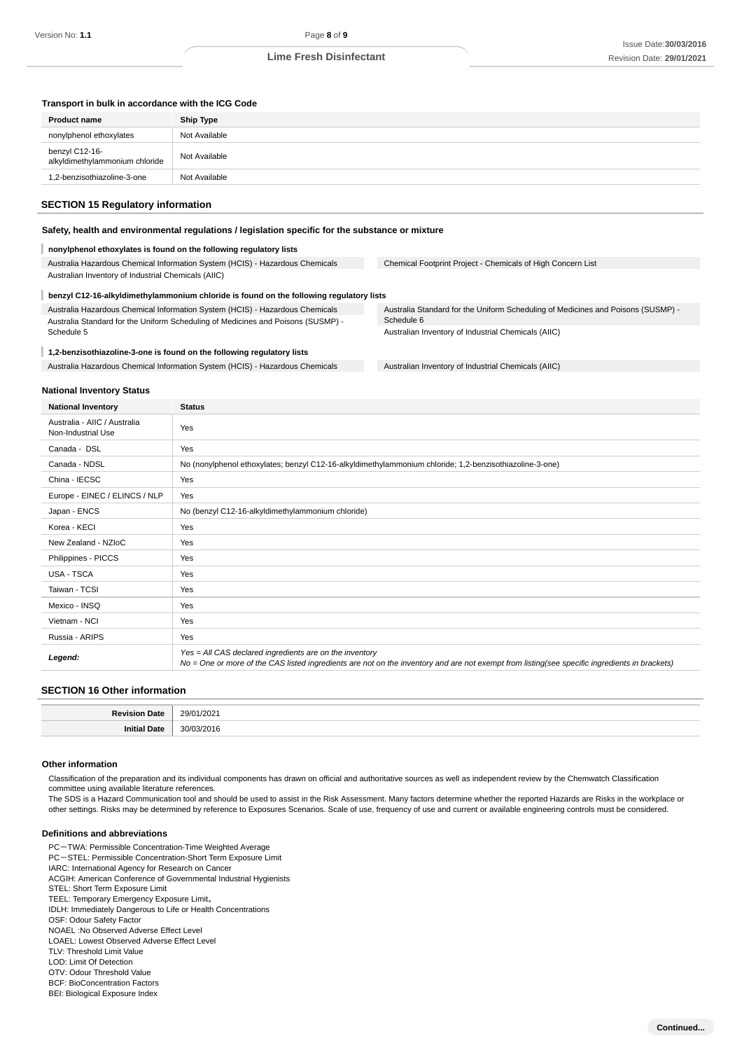### Transport in bulk in accordance with the ICG Code

| Product name | Ship Type |
|---|---|
| nonylphenol ethoxylates | Not Available |
| benzyl C12-16-alkyldimethylammonium chloride | Not Available |
| 1,2-benzisothiazoline-3-one | Not Available |

## SECTION 15 Regulatory information

### Safety, health and environmental regulations / legislation specific for the substance or mixture

**nonylphenol ethoxylates is found on the following regulatory lists**

Australia Hazardous Chemical Information System (HCIS) - Hazardous Chemicals
Australian Inventory of Industrial Chemicals (AIIC)
Chemical Footprint Project - Chemicals of High Concern List

**benzyl C12-16-alkyldimethylammonium chloride is found on the following regulatory lists**

Australia Hazardous Chemical Information System (HCIS) - Hazardous Chemicals
Australia Standard for the Uniform Scheduling of Medicines and Poisons (SUSMP) - Schedule 5
Australia Standard for the Uniform Scheduling of Medicines and Poisons (SUSMP) - Schedule 6
Australian Inventory of Industrial Chemicals (AIIC)

**1,2-benzisothiazoline-3-one is found on the following regulatory lists**

Australia Hazardous Chemical Information System (HCIS) - Hazardous Chemicals
Australian Inventory of Industrial Chemicals (AIIC)

### National Inventory Status

| National Inventory | Status |
|---|---|
| Australia - AIIC / Australia Non-Industrial Use | Yes |
| Canada - DSL | Yes |
| Canada - NDSL | No (nonylphenol ethoxylates; benzyl C12-16-alkyldimethylammonium chloride; 1,2-benzisothiazoline-3-one) |
| China - IECSC | Yes |
| Europe - EINEC / ELINCS / NLP | Yes |
| Japan - ENCS | No (benzyl C12-16-alkyldimethylammonium chloride) |
| Korea - KECI | Yes |
| New Zealand - NZIoC | Yes |
| Philippines - PICCS | Yes |
| USA - TSCA | Yes |
| Taiwan - TCSI | Yes |
| Mexico - INSQ | Yes |
| Vietnam - NCI | Yes |
| Russia - ARIPS | Yes |
| *Legend:* | *Yes = All CAS declared ingredients are on the inventory*<br>*No = One or more of the CAS listed ingredients are not on the inventory and are not exempt from listing(see specific ingredients in brackets)* |

## SECTION 16 Other information

| | |
|---|---|
| **Revision Date** | 29/01/2021 |
| **Initial Date** | 30/03/2016 |

### Other information

Classification of the preparation and its individual components has drawn on official and authoritative sources as well as independent review by the Chemwatch Classification committee using available literature references.
The SDS is a Hazard Communication tool and should be used to assist in the Risk Assessment. Many factors determine whether the reported Hazards are Risks in the workplace or other settings. Risks may be determined by reference to Exposures Scenarios. Scale of use, frequency of use and current or available engineering controls must be considered.

### Definitions and abbreviations

PC－TWA: Permissible Concentration-Time Weighted Average
PC－STEL: Permissible Concentration-Short Term Exposure Limit
IARC: International Agency for Research on Cancer
ACGIH: American Conference of Governmental Industrial Hygienists
STEL: Short Term Exposure Limit
TEEL: Temporary Emergency Exposure Limit。
IDLH: Immediately Dangerous to Life or Health Concentrations
OSF: Odour Safety Factor
NOAEL :No Observed Adverse Effect Level
LOAEL: Lowest Observed Adverse Effect Level
TLV: Threshold Limit Value
LOD: Limit Of Detection
OTV: Odour Threshold Value
BCF: BioConcentration Factors
BEI: Biological Exposure Index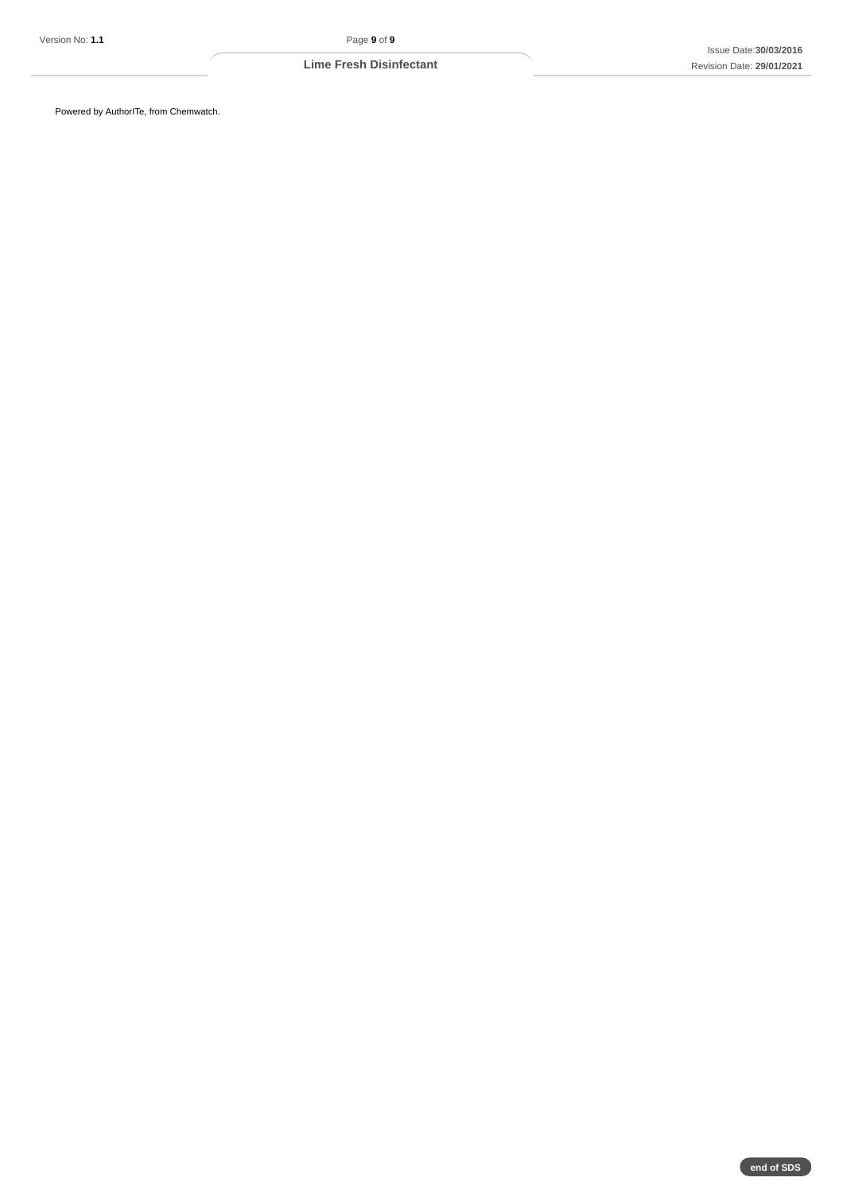Powered by AuthorITe, from Chemwatch.

**end of SDS**